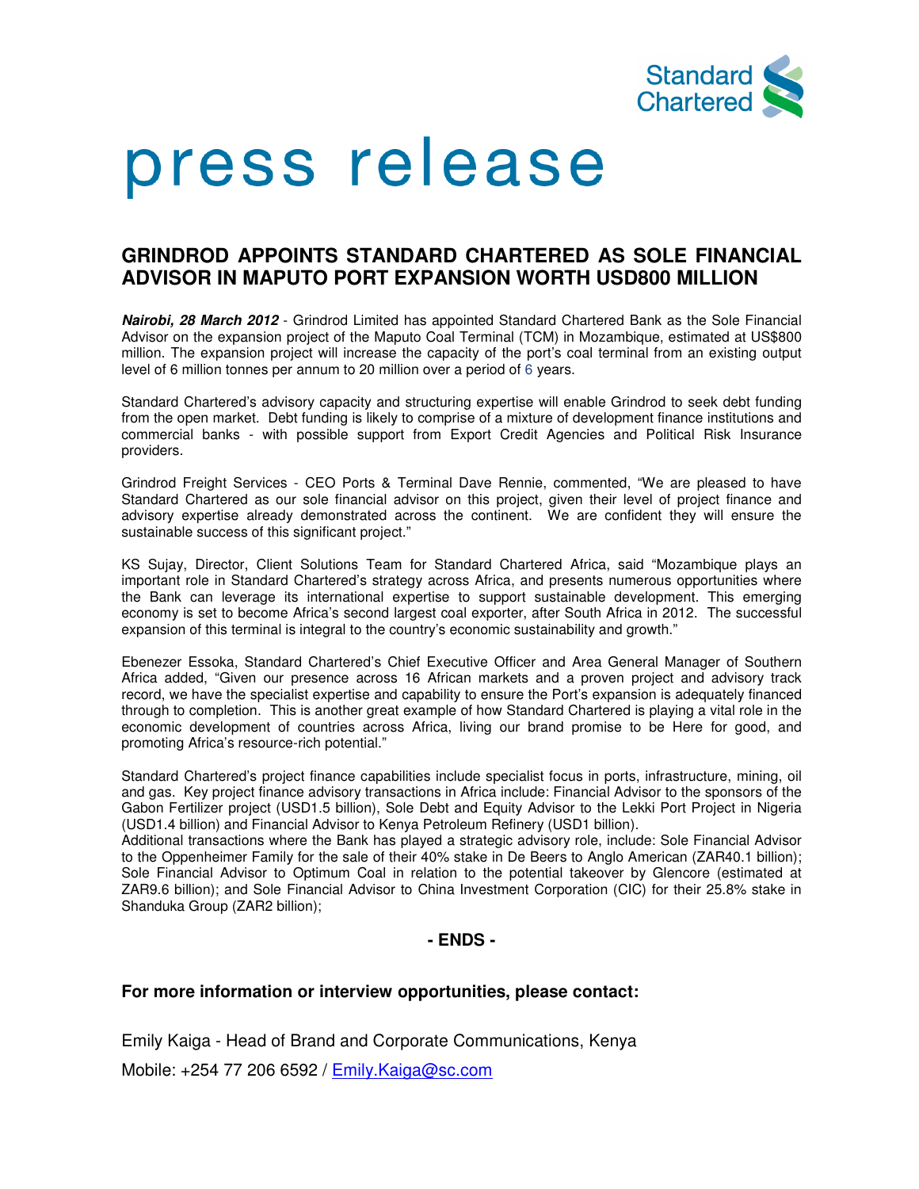# press release

## GRINDROD APPOINTS STANDARD CHARTERED AS SOLE FINANCIAL ADVISOR IN MAPUTO PORT EXPANSION WORTH USD800 MILLION

***Nairobi, 28 March 2012*** - Grindrod Limited has appointed Standard Chartered Bank as the Sole Financial Advisor on the expansion project of the Maputo Coal Terminal (TCM) in Mozambique, estimated at US$800 million. The expansion project will increase the capacity of the port's coal terminal from an existing output level of 6 million tonnes per annum to 20 million over a period of 6 years.

Standard Chartered's advisory capacity and structuring expertise will enable Grindrod to seek debt funding from the open market. Debt funding is likely to comprise of a mixture of development finance institutions and commercial banks - with possible support from Export Credit Agencies and Political Risk Insurance providers.

Grindrod Freight Services - CEO Ports & Terminal Dave Rennie, commented, "We are pleased to have Standard Chartered as our sole financial advisor on this project, given their level of project finance and advisory expertise already demonstrated across the continent. We are confident they will ensure the sustainable success of this significant project."

KS Sujay, Director, Client Solutions Team for Standard Chartered Africa, said "Mozambique plays an important role in Standard Chartered's strategy across Africa, and presents numerous opportunities where the Bank can leverage its international expertise to support sustainable development. This emerging economy is set to become Africa's second largest coal exporter, after South Africa in 2012. The successful expansion of this terminal is integral to the country's economic sustainability and growth."

Ebenezer Essoka, Standard Chartered's Chief Executive Officer and Area General Manager of Southern Africa added, "Given our presence across 16 African markets and a proven project and advisory track record, we have the specialist expertise and capability to ensure the Port's expansion is adequately financed through to completion. This is another great example of how Standard Chartered is playing a vital role in the economic development of countries across Africa, living our brand promise to be Here for good, and promoting Africa's resource-rich potential."

Standard Chartered's project finance capabilities include specialist focus in ports, infrastructure, mining, oil and gas. Key project finance advisory transactions in Africa include: Financial Advisor to the sponsors of the Gabon Fertilizer project (USD1.5 billion), Sole Debt and Equity Advisor to the Lekki Port Project in Nigeria (USD1.4 billion) and Financial Advisor to Kenya Petroleum Refinery (USD1 billion).
Additional transactions where the Bank has played a strategic advisory role, include: Sole Financial Advisor to the Oppenheimer Family for the sale of their 40% stake in De Beers to Anglo American (ZAR40.1 billion); Sole Financial Advisor to Optimum Coal in relation to the potential takeover by Glencore (estimated at ZAR9.6 billion); and Sole Financial Advisor to China Investment Corporation (CIC) for their 25.8% stake in Shanduka Group (ZAR2 billion);

**- ENDS -**

**For more information or interview opportunities, please contact:**

Emily Kaiga - Head of Brand and Corporate Communications, Kenya

Mobile: +254 77 206 6592 / Emily.Kaiga@sc.com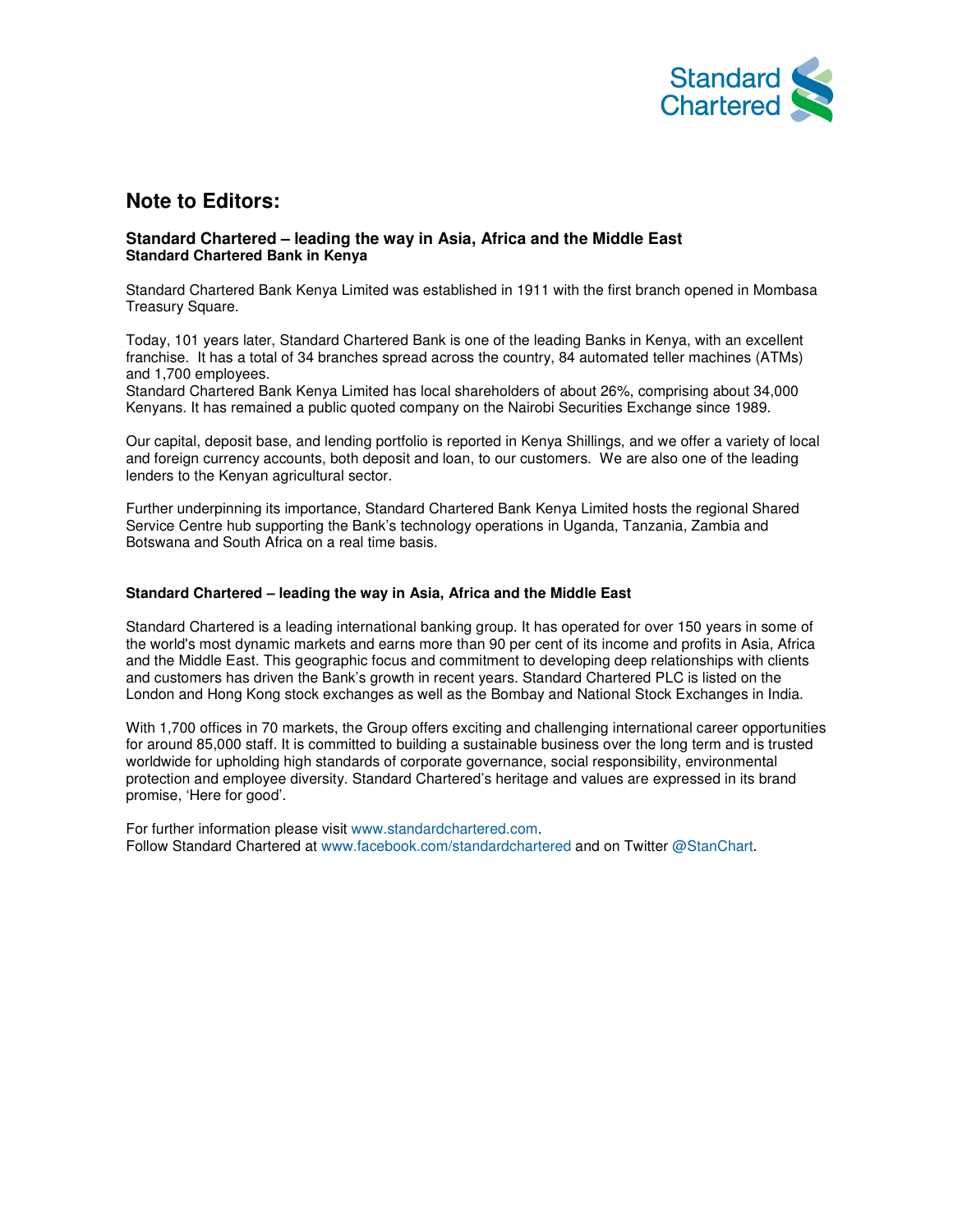## Note to Editors:

**Standard Chartered – leading the way in Asia, Africa and the Middle East**
**Standard Chartered Bank in Kenya**

Standard Chartered Bank Kenya Limited was established in 1911 with the first branch opened in Mombasa Treasury Square.

Today, 101 years later, Standard Chartered Bank is one of the leading Banks in Kenya, with an excellent franchise. It has a total of 34 branches spread across the country, 84 automated teller machines (ATMs) and 1,700 employees.
Standard Chartered Bank Kenya Limited has local shareholders of about 26%, comprising about 34,000 Kenyans. It has remained a public quoted company on the Nairobi Securities Exchange since 1989.

Our capital, deposit base, and lending portfolio is reported in Kenya Shillings, and we offer a variety of local and foreign currency accounts, both deposit and loan, to our customers. We are also one of the leading lenders to the Kenyan agricultural sector.

Further underpinning its importance, Standard Chartered Bank Kenya Limited hosts the regional Shared Service Centre hub supporting the Bank's technology operations in Uganda, Tanzania, Zambia and Botswana and South Africa on a real time basis.

**Standard Chartered – leading the way in Asia, Africa and the Middle East**

Standard Chartered is a leading international banking group. It has operated for over 150 years in some of the world's most dynamic markets and earns more than 90 per cent of its income and profits in Asia, Africa and the Middle East. This geographic focus and commitment to developing deep relationships with clients and customers has driven the Bank's growth in recent years. Standard Chartered PLC is listed on the London and Hong Kong stock exchanges as well as the Bombay and National Stock Exchanges in India.

With 1,700 offices in 70 markets, the Group offers exciting and challenging international career opportunities for around 85,000 staff. It is committed to building a sustainable business over the long term and is trusted worldwide for upholding high standards of corporate governance, social responsibility, environmental protection and employee diversity. Standard Chartered's heritage and values are expressed in its brand promise, 'Here for good'.

For further information please visit www.standardchartered.com.
Follow Standard Chartered at www.facebook.com/standardchartered and on Twitter @StanChart.